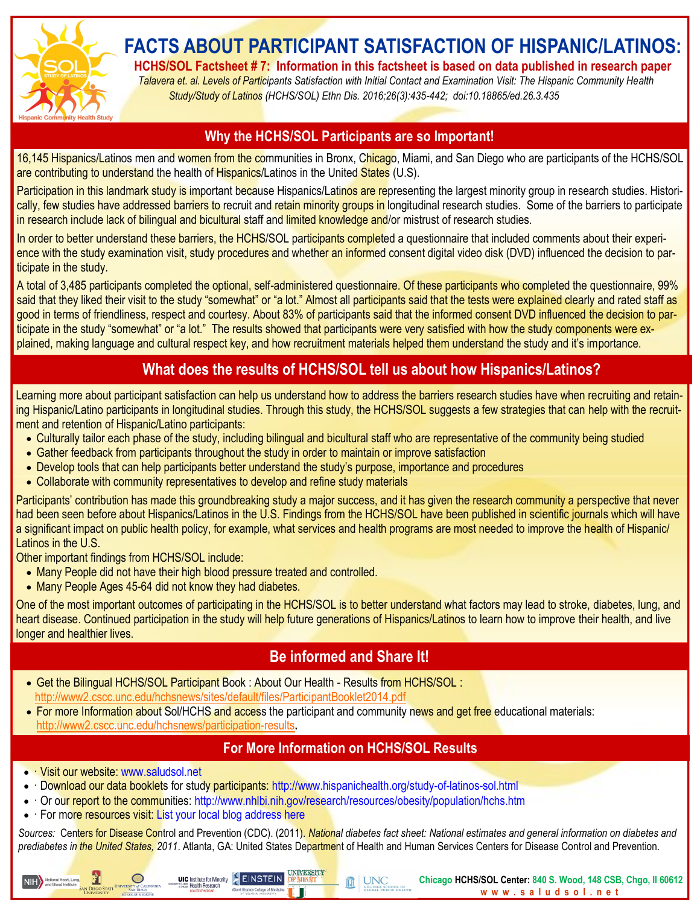# FACTS ABOUT PARTICIPANT SATISFACTION OF HISPANIC/LATINOS:

**HCHS/SOL Factsheet # 7: Information in this factsheet is based on data published in research paper**

*Talavera et. al. Levels of Participants Satisfaction with Initial Contact and Examination Visit: The Hispanic Community Health Study/Study of Latinos (HCHS/SOL) Ethn Dis. 2016;26(3):435-442; doi:10.18865/ed.26.3.435*

## Why the HCHS/SOL Participants are so Important!

16,145 Hispanics/Latinos men and women from the communities in Bronx, Chicago, Miami, and San Diego who are participants of the HCHS/SOL are contributing to understand the health of Hispanics/Latinos in the United States (U.S).

Participation in this landmark study is important because Hispanics/Latinos are representing the largest minority group in research studies. Historically, few studies have addressed barriers to recruit and retain minority groups in longitudinal research studies. Some of the barriers to participate in research include lack of bilingual and bicultural staff and limited knowledge and/or mistrust of research studies.

In order to better understand these barriers, the HCHS/SOL participants completed a questionnaire that included comments about their experience with the study examination visit, study procedures and whether an informed consent digital video disk (DVD) influenced the decision to participate in the study.

A total of 3,485 participants completed the optional, self-administered questionnaire. Of these participants who completed the questionnaire, 99% said that they liked their visit to the study "somewhat" or "a lot." Almost all participants said that the tests were explained clearly and rated staff as good in terms of friendliness, respect and courtesy. About 83% of participants said that the informed consent DVD influenced the decision to participate in the study "somewhat" or "a lot." The results showed that participants were very satisfied with how the study components were explained, making language and cultural respect key, and how recruitment materials helped them understand the study and it's importance.

## What does the results of HCHS/SOL tell us about how Hispanics/Latinos?

Learning more about participant satisfaction can help us understand how to address the barriers research studies have when recruiting and retaining Hispanic/Latino participants in longitudinal studies. Through this study, the HCHS/SOL suggests a few strategies that can help with the recruitment and retention of Hispanic/Latino participants:

- Culturally tailor each phase of the study, including bilingual and bicultural staff who are representative of the community being studied
- Gather feedback from participants throughout the study in order to maintain or improve satisfaction
- Develop tools that can help participants better understand the study's purpose, importance and procedures
- Collaborate with community representatives to develop and refine study materials

Participants' contribution has made this groundbreaking study a major success, and it has given the research community a perspective that never had been seen before about Hispanics/Latinos in the U.S. Findings from the HCHS/SOL have been published in scientific journals which will have a significant impact on public health policy, for example, what services and health programs are most needed to improve the health of Hispanic/Latinos in the U.S.

Other important findings from HCHS/SOL include:

- Many People did not have their high blood pressure treated and controlled.
- Many People Ages 45-64 did not know they had diabetes.

One of the most important outcomes of participating in the HCHS/SOL is to better understand what factors may lead to stroke, diabetes, lung, and heart disease. Continued participation in the study will help future generations of Hispanics/Latinos to learn how to improve their health, and live longer and healthier lives.

## Be informed and Share It!

- Get the Bilingual HCHS/SOL Participant Book : About Our Health - Results from HCHS/SOL : http://www2.cscc.unc.edu/hchsnews/sites/default/files/ParticipantBooklet2014.pdf
- For more Information about Sol/HCHS and access the participant and community news and get free educational materials: http://www2.cscc.unc.edu/hchsnews/participation-results.

## For More Information on HCHS/SOL Results

- · Visit our website: www.saludsol.net
- · Download our data booklets for study participants: http://www.hispanichealth.org/study-of-latinos-sol.html
- · Or our report to the communities: http://www.nhlbi.nih.gov/research/resources/obesity/population/hchs.htm
- · For more resources visit: List your local blog address here

*Sources:* Centers for Disease Control and Prevention (CDC). (2011). *National diabetes fact sheet: National estimates and general information on diabetes and prediabetes in the United States, 2011*. Atlanta, GA: United States Department of Health and Human Services Centers for Disease Control and Prevention.

**Chicago HCHS/SOL Center: 840 S. Wood, 148 CSB, Chgo, Il 60612**
**www.saludsol.net**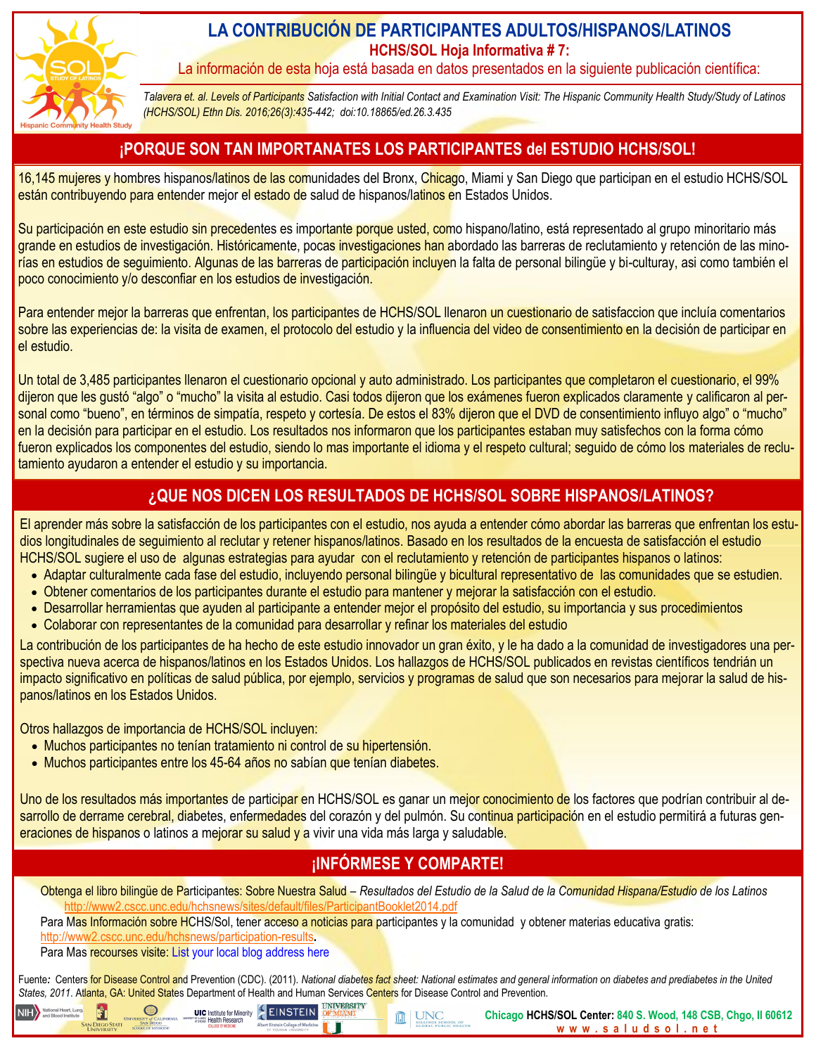# LA CONTRIBUCIÓN DE PARTICIPANTES ADULTOS/HISPANOS/LATINOS

**HCHS/SOL Hoja Informativa # 7:**

La información de esta hoja está basada en datos presentados en la siguiente publicación científica:

*Talavera et. al. Levels of Participants Satisfaction with Initial Contact and Examination Visit: The Hispanic Community Health Study/Study of Latinos (HCHS/SOL) Ethn Dis. 2016;26(3):435-442; doi:10.18865/ed.26.3.435*

## ¡PORQUE SON TAN IMPORTANATES LOS PARTICIPANTES del ESTUDIO HCHS/SOL!

16,145 mujeres y hombres hispanos/latinos de las comunidades del Bronx, Chicago, Miami y San Diego que participan en el estudio HCHS/SOL están contribuyendo para entender mejor el estado de salud de hispanos/latinos en Estados Unidos.

Su participación en este estudio sin precedentes es importante porque usted, como hispano/latino, está representado al grupo minoritario más grande en estudios de investigación. Históricamente, pocas investigaciones han abordado las barreras de reclutamiento y retención de las minorías en estudios de seguimiento. Algunas de las barreras de participación incluyen la falta de personal bilingüe y bi-culturay, asi como también el poco conocimiento y/o desconfiar en los estudios de investigación.

Para entender mejor la barreras que enfrentan, los participantes de HCHS/SOL llenaron un cuestionario de satisfaccion que incluía comentarios sobre las experiencias de: la visita de examen, el protocolo del estudio y la influencia del video de consentimiento en la decisión de participar en el estudio.

Un total de 3,485 participantes llenaron el cuestionario opcional y auto administrado. Los participantes que completaron el cuestionario, el 99% dijeron que les gustó "algo" o "mucho" la visita al estudio. Casi todos dijeron que los exámenes fueron explicados claramente y calificaron al personal como "bueno", en términos de simpatía, respeto y cortesía. De estos el 83% dijeron que el DVD de consentimiento influyo algo" o "mucho" en la decisión para participar en el estudio. Los resultados nos informaron que los participantes estaban muy satisfechos con la forma cómo fueron explicados los componentes del estudio, siendo lo mas importante el idioma y el respeto cultural; seguido de cómo los materiales de reclutamiento ayudaron a entender el estudio y su importancia.

## ¿QUE NOS DICEN LOS RESULTADOS DE HCHS/SOL SOBRE HISPANOS/LATINOS?

El aprender más sobre la satisfacción de los participantes con el estudio, nos ayuda a entender cómo abordar las barreras que enfrentan los estudios longitudinales de seguimiento al reclutar y retener hispanos/latinos. Basado en los resultados de la encuesta de satisfacción el estudio HCHS/SOL sugiere el uso de algunas estrategias para ayudar con el reclutamiento y retención de participantes hispanos o latinos:

- Adaptar culturalmente cada fase del estudio, incluyendo personal bilingüe y bicultural representativo de las comunidades que se estudien.
- Obtener comentarios de los participantes durante el estudio para mantener y mejorar la satisfacción con el estudio.
- Desarrollar herramientas que ayuden al participante a entender mejor el propósito del estudio, su importancia y sus procedimientos
- Colaborar con representantes de la comunidad para desarrollar y refinar los materiales del estudio

La contribución de los participantes de ha hecho de este estudio innovador un gran éxito, y le ha dado a la comunidad de investigadores una perspectiva nueva acerca de hispanos/latinos en los Estados Unidos. Los hallazgos de HCHS/SOL publicados en revistas científicos tendrián un impacto significativo en políticas de salud pública, por ejemplo, servicios y programas de salud que son necesarios para mejorar la salud de hispanos/latinos en los Estados Unidos.

Otros hallazgos de importancia de HCHS/SOL incluyen:

- Muchos participantes no tenían tratamiento ni control de su hipertensión.
- Muchos participantes entre los 45-64 años no sabían que tenían diabetes.

Uno de los resultados más importantes de participar en HCHS/SOL es ganar un mejor conocimiento de los factores que podrían contribuir al desarrollo de derrame cerebral, diabetes, enfermedades del corazón y del pulmón. Su continua participación en el estudio permitirá a futuras generaciones de hispanos o latinos a mejorar su salud y a vivir una vida más larga y saludable.

## ¡INFÓRMESE Y COMPARTE!

Obtenga el libro bilingüe de Participantes: Sobre Nuestra Salud – *Resultados del Estudio de la Salud de la Comunidad Hispana/Estudio de los Latinos* http://www2.cscc.unc.edu/hchsnews/sites/default/files/ParticipantBooklet2014.pdf

Para Mas Información sobre HCHS/Sol, tener acceso a noticias para participantes y la comunidad y obtener materias educativa gratis: http://www2.cscc.unc.edu/hchsnews/participation-results.

Para Mas recourses visite: List your local blog address here

Fuente*:* Centers for Disease Control and Prevention (CDC). (2011). *National diabetes fact sheet: National estimates and general information on diabetes and prediabetes in the United States, 2011.* Atlanta, GA: United States Department of Health and Human Services Centers for Disease Control and Prevention.

**Chicago HCHS/SOL Center: 840 S. Wood, 148 CSB, Chgo, Il 60612**

**www.saludsol.net**